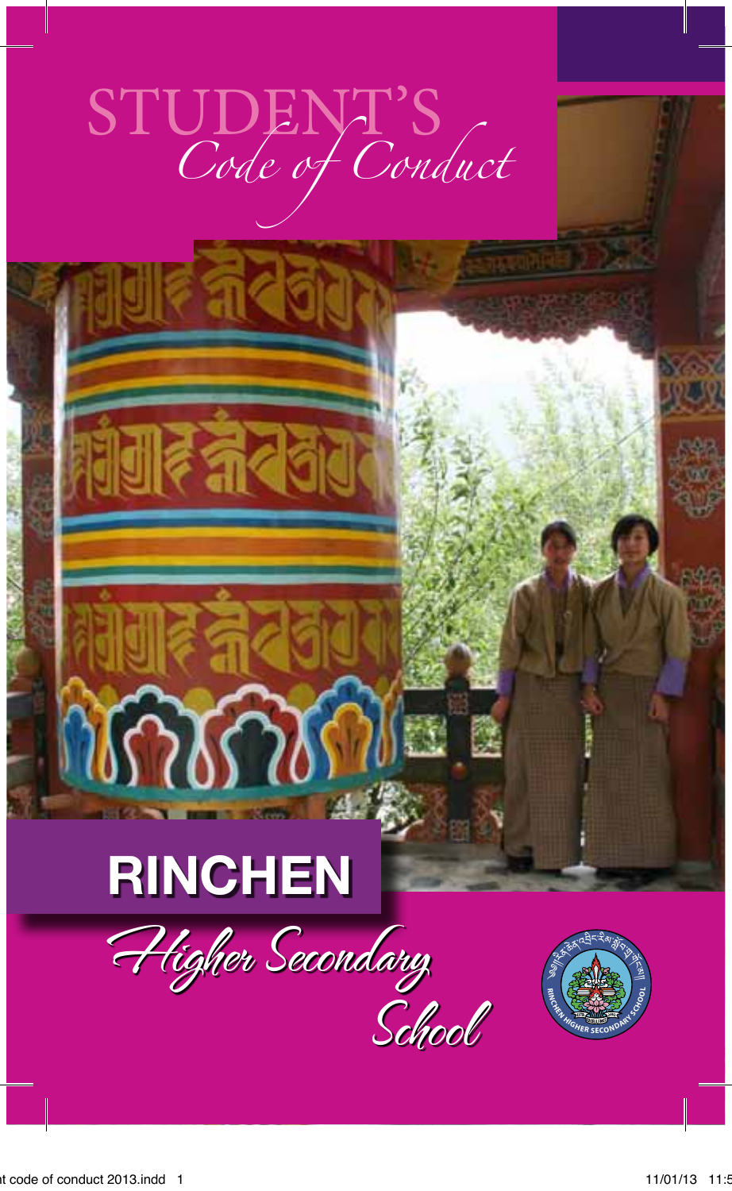# STUDENT'S *Code of Conduct*

## RINCHEN *Higher Secondary School*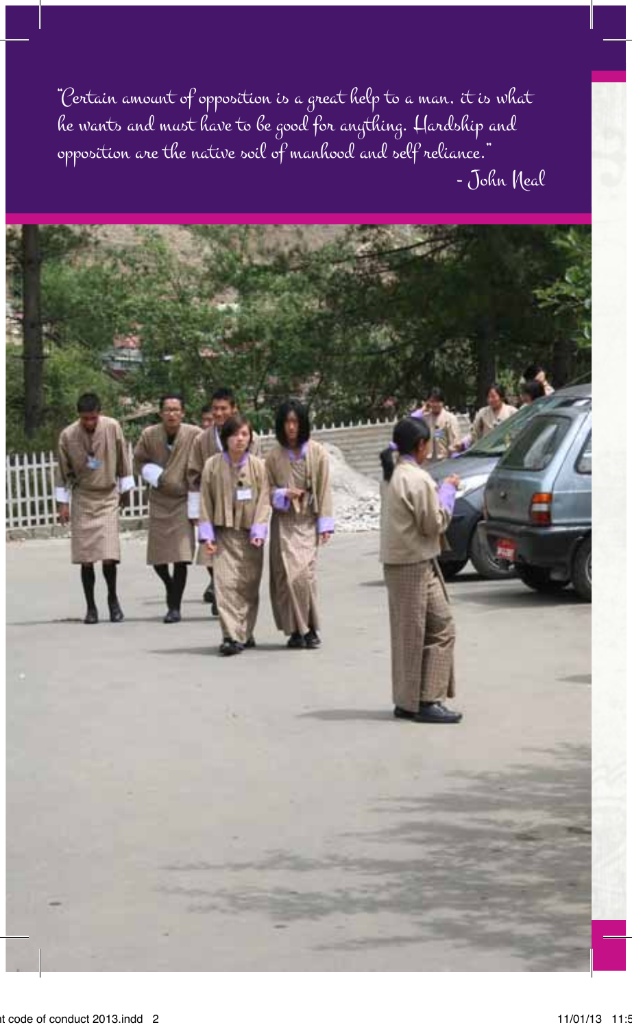"Certain amount of opposition is a great help to a man. it is what he wants and must have to be good for anything. Hardship and opposition are the native soil of manhood and self reliance."

- John Neal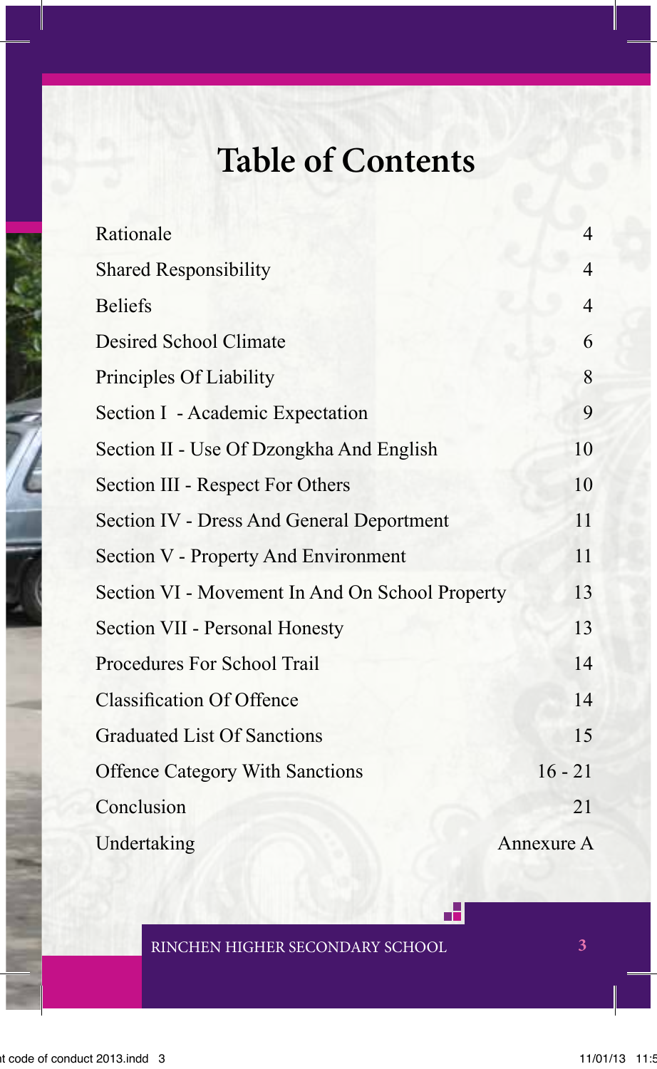# Table of Contents

| | |
|---|---|
| Rationale | 4 |
| Shared Responsibility | 4 |
| Beliefs | 4 |
| Desired School Climate | 6 |
| Principles Of Liability | 8 |
| Section I - Academic Expectation | 9 |
| Section II - Use Of Dzongkha And English | 10 |
| Section III - Respect For Others | 10 |
| Section IV - Dress And General Deportment | 11 |
| Section V - Property And Environment | 11 |
| Section VI - Movement In And On School Property | 13 |
| Section VII - Personal Honesty | 13 |
| Procedures For School Trail | 14 |
| Classification Of Offence | 14 |
| Graduated List Of Sanctions | 15 |
| Offence Category With Sanctions | 16 - 21 |
| Conclusion | 21 |
| Undertaking | Annexure A |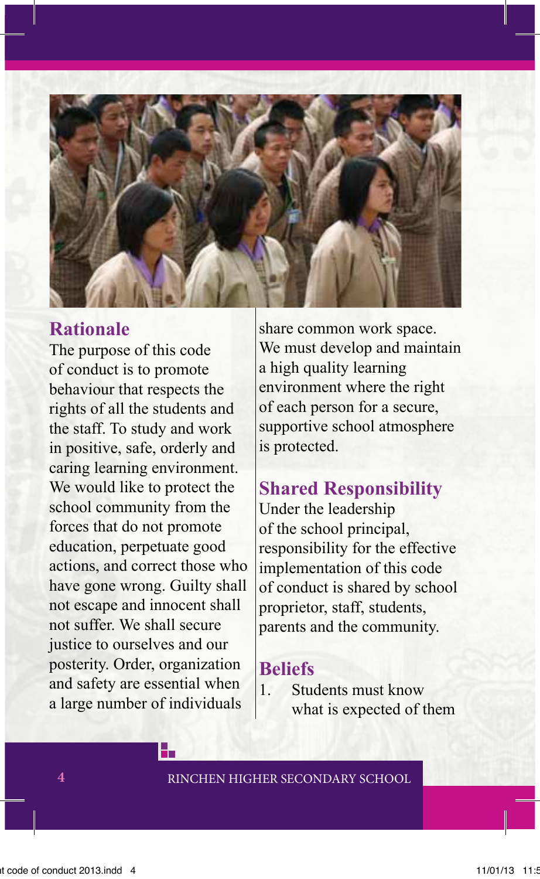## Rationale

The purpose of this code of conduct is to promote behaviour that respects the rights of all the students and the staff. To study and work in positive, safe, orderly and caring learning environment. We would like to protect the school community from the forces that do not promote education, perpetuate good actions, and correct those who have gone wrong. Guilty shall not escape and innocent shall not suffer. We shall secure justice to ourselves and our posterity. Order, organization and safety are essential when a large number of individuals share common work space. We must develop and maintain a high quality learning environment where the right of each person for a secure, supportive school atmosphere is protected.

## Shared Responsibility

Under the leadership of the school principal, responsibility for the effective implementation of this code of conduct is shared by school proprietor, staff, students, parents and the community.

## Beliefs

1. Students must know what is expected of them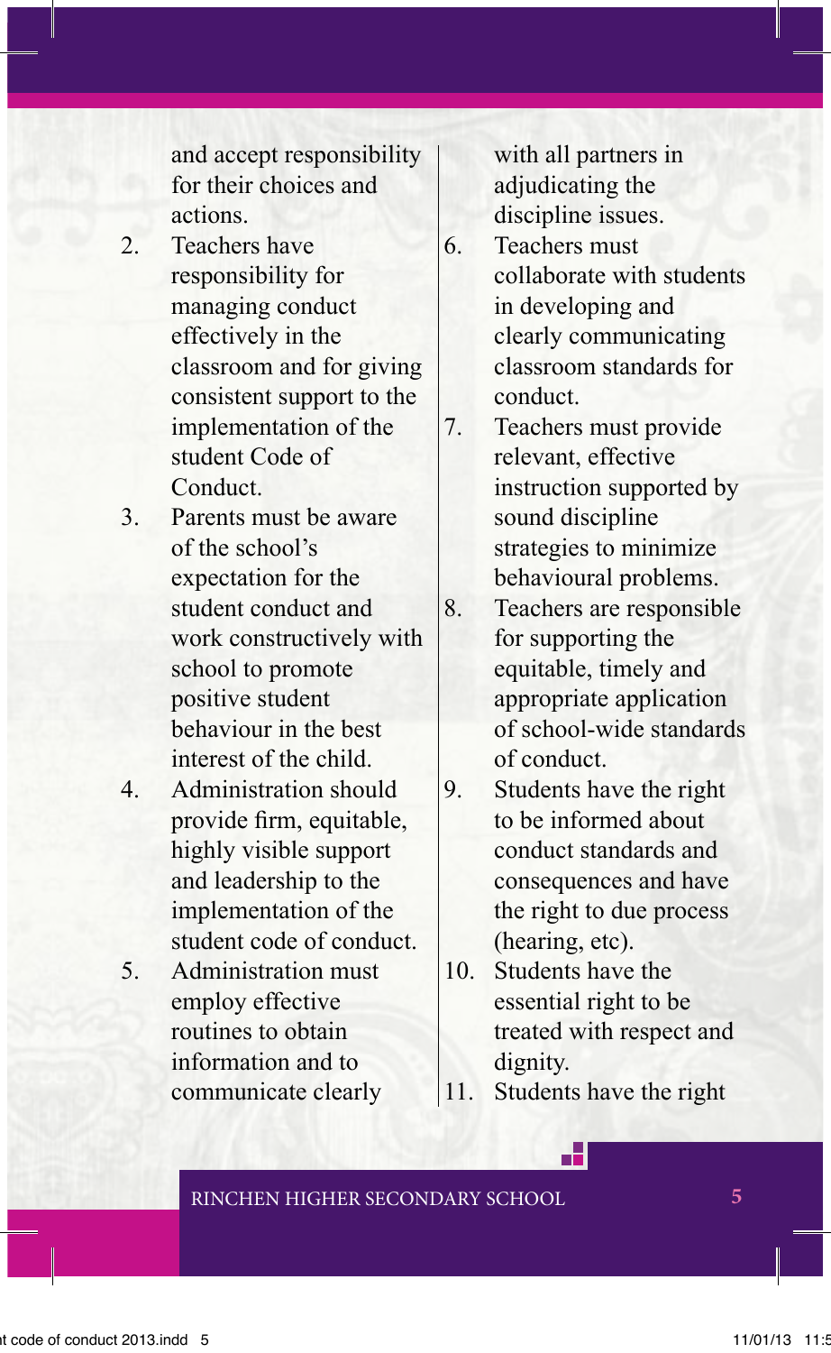and accept responsibility for their choices and actions.

2. Teachers have responsibility for managing conduct effectively in the classroom and for giving consistent support to the implementation of the student Code of Conduct.
3. Parents must be aware of the school's expectation for the student conduct and work constructively with school to promote positive student behaviour in the best interest of the child.
4. Administration should provide firm, equitable, highly visible support and leadership to the implementation of the student code of conduct.
5. Administration must employ effective routines to obtain information and to communicate clearly with all partners in adjudicating the discipline issues.
6. Teachers must collaborate with students in developing and clearly communicating classroom standards for conduct.
7. Teachers must provide relevant, effective instruction supported by sound discipline strategies to minimize behavioural problems.
8. Teachers are responsible for supporting the equitable, timely and appropriate application of school-wide standards of conduct.
9. Students have the right to be informed about conduct standards and consequences and have the right to due process (hearing, etc).
10. Students have the essential right to be treated with respect and dignity.
11. Students have the right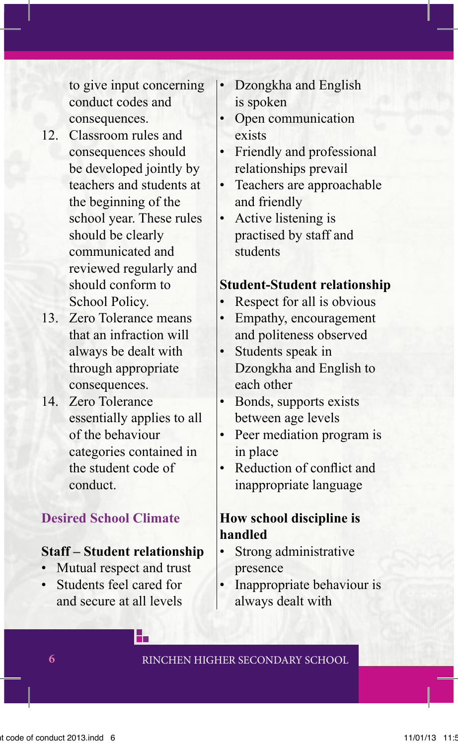to give input concerning conduct codes and consequences.

12. Classroom rules and consequences should be developed jointly by teachers and students at the beginning of the school year. These rules should be clearly communicated and reviewed regularly and should conform to School Policy.
13. Zero Tolerance means that an infraction will always be dealt with through appropriate consequences.
14. Zero Tolerance essentially applies to all of the behaviour categories contained in the student code of conduct.

## Desired School Climate

**Staff – Student relationship**

- Mutual respect and trust
- Students feel cared for and secure at all levels
- Dzongkha and English is spoken
- Open communication exists
- Friendly and professional relationships prevail
- Teachers are approachable and friendly
- Active listening is practised by staff and students

**Student-Student relationship**

- Respect for all is obvious
- Empathy, encouragement and politeness observed
- Students speak in Dzongkha and English to each other
- Bonds, supports exists between age levels
- Peer mediation program is in place
- Reduction of conflict and inappropriate language

**How school discipline is handled**

- Strong administrative presence
- Inappropriate behaviour is always dealt with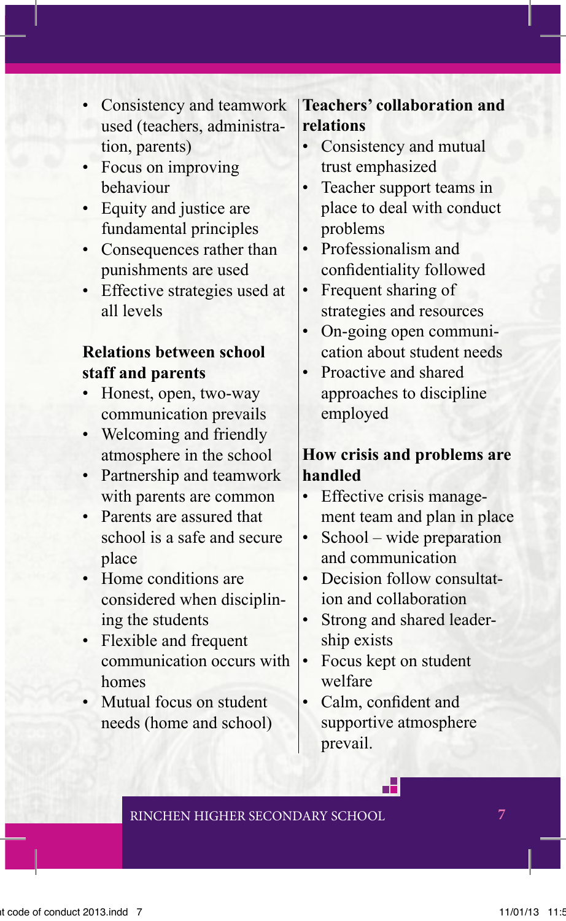- Consistency and teamwork used (teachers, administration, parents)
- Focus on improving behaviour
- Equity and justice are fundamental principles
- Consequences rather than punishments are used
- Effective strategies used at all levels

**Relations between school staff and parents**

- Honest, open, two-way communication prevails
- Welcoming and friendly atmosphere in the school
- Partnership and teamwork with parents are common
- Parents are assured that school is a safe and secure place
- Home conditions are considered when disciplining the students
- Flexible and frequent communication occurs with homes
- Mutual focus on student needs (home and school)

**Teachers' collaboration and relations**

- Consistency and mutual trust emphasized
- Teacher support teams in place to deal with conduct problems
- Professionalism and confidentiality followed
- Frequent sharing of strategies and resources
- On-going open communication about student needs
- Proactive and shared approaches to discipline employed

**How crisis and problems are handled**

- Effective crisis management team and plan in place
- School – wide preparation and communication
- Decision follow consultation and collaboration
- Strong and shared leadership exists
- Focus kept on student welfare
- Calm, confident and supportive atmosphere prevail.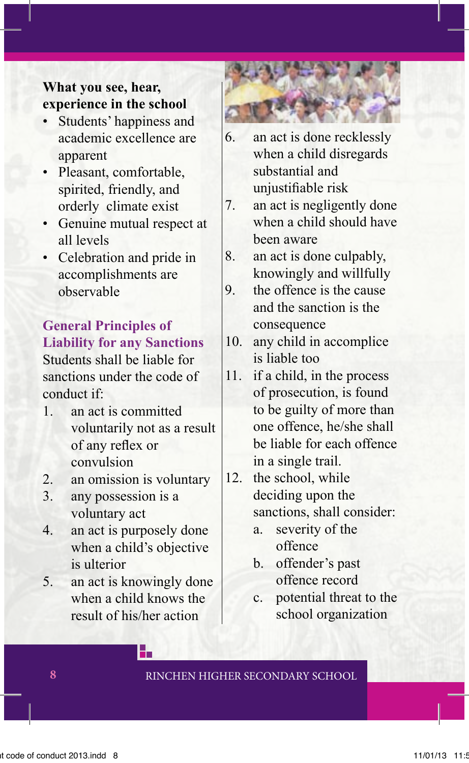**What you see, hear, experience in the school**

- Students' happiness and academic excellence are apparent
- Pleasant, comfortable, spirited, friendly, and orderly climate exist
- Genuine mutual respect at all levels
- Celebration and pride in accomplishments are observable

## General Principles of Liability for any Sanctions

Students shall be liable for sanctions under the code of conduct if:

1. an act is committed voluntarily not as a result of any reflex or convulsion
2. an omission is voluntary
3. any possession is a voluntary act
4. an act is purposely done when a child's objective is ulterior
5. an act is knowingly done when a child knows the result of his/her action
6. an act is done recklessly when a child disregards substantial and unjustifiable risk
7. an act is negligently done when a child should have been aware
8. an act is done culpably, knowingly and willfully
9. the offence is the cause and the sanction is the consequence
10. any child in accomplice is liable too
11. if a child, in the process of prosecution, is found to be guilty of more than one offence, he/she shall be liable for each offence in a single trail.
12. the school, while deciding upon the sanctions, shall consider:
    a. severity of the offence
    b. offender's past offence record
    c. potential threat to the school organization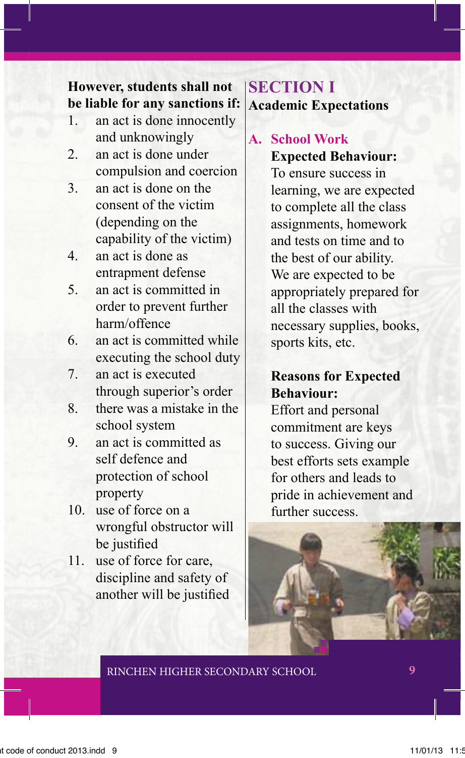**However, students shall not be liable for any sanctions if:**

1. an act is done innocently and unknowingly
2. an act is done under compulsion and coercion
3. an act is done on the consent of the victim (depending on the capability of the victim)
4. an act is done as entrapment defense
5. an act is committed in order to prevent further harm/offence
6. an act is committed while executing the school duty
7. an act is executed through superior's order
8. there was a mistake in the school system
9. an act is committed as self defence and protection of school property
10. use of force on a wrongful obstructor will be justified
11. use of force for care, discipline and safety of another will be justified

# SECTION I

## Academic Expectations

### A. School Work

**Expected Behaviour:**

To ensure success in learning, we are expected to complete all the class assignments, homework and tests on time and to the best of our ability. We are expected to be appropriately prepared for all the classes with necessary supplies, books, sports kits, etc.

**Reasons for Expected Behaviour:**

Effort and personal commitment are keys to success. Giving our best efforts sets example for others and leads to pride in achievement and further success.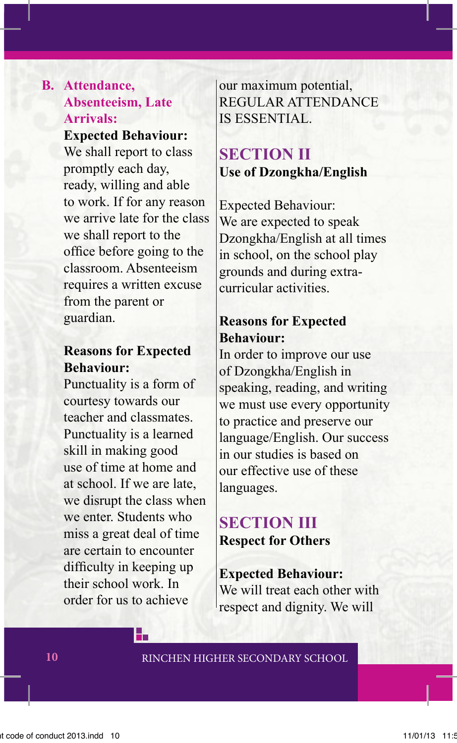### B. Attendance, Absenteeism, Late Arrivals:

**Expected Behaviour:**
We shall report to class promptly each day, ready, willing and able to work. If for any reason we arrive late for the class we shall report to the office before going to the classroom. Absenteeism requires a written excuse from the parent or guardian.

**Reasons for Expected Behaviour:**
Punctuality is a form of courtesy towards our teacher and classmates. Punctuality is a learned skill in making good use of time at home and at school. If we are late, we disrupt the class when we enter. Students who miss a great deal of time are certain to encounter difficulty in keeping up their school work. In order for us to achieve our maximum potential, REGULAR ATTENDANCE IS ESSENTIAL.

## SECTION II

**Use of Dzongkha/English**

Expected Behaviour:
We are expected to speak Dzongkha/English at all times in school, on the school play grounds and during extra-curricular activities.

**Reasons for Expected Behaviour:**
In order to improve our use of Dzongkha/English in speaking, reading, and writing we must use every opportunity to practice and preserve our language/English. Our success in our studies is based on our effective use of these languages.

## SECTION III

**Respect for Others**

**Expected Behaviour:**
We will treat each other with respect and dignity. We will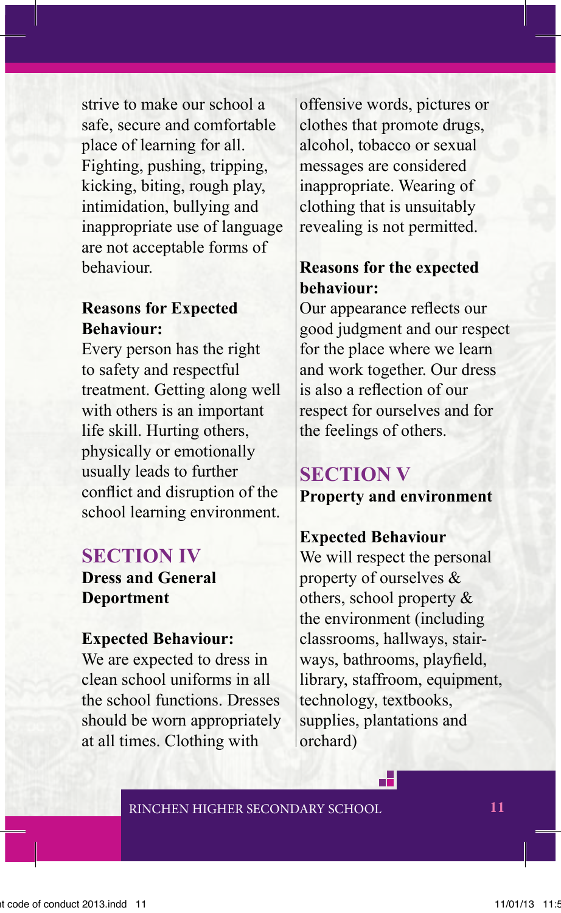strive to make our school a safe, secure and comfortable place of learning for all. Fighting, pushing, tripping, kicking, biting, rough play, intimidation, bullying and inappropriate use of language are not acceptable forms of behaviour.

**Reasons for Expected Behaviour:**
Every person has the right to safety and respectful treatment. Getting along well with others is an important life skill. Hurting others, physically or emotionally usually leads to further conflict and disruption of the school learning environment.

## SECTION IV
**Dress and General Deportment**

**Expected Behaviour:**
We are expected to dress in clean school uniforms in all the school functions. Dresses should be worn appropriately at all times. Clothing with offensive words, pictures or clothes that promote drugs, alcohol, tobacco or sexual messages are considered inappropriate. Wearing of clothing that is unsuitably revealing is not permitted.

**Reasons for the expected behaviour:**
Our appearance reflects our good judgment and our respect for the place where we learn and work together. Our dress is also a reflection of our respect for ourselves and for the feelings of others.

## SECTION V
**Property and environment**

**Expected Behaviour**
We will respect the personal property of ourselves & others, school property & the environment (including classrooms, hallways, stair-ways, bathrooms, playfield, library, staffroom, equipment, technology, textbooks, supplies, plantations and orchard)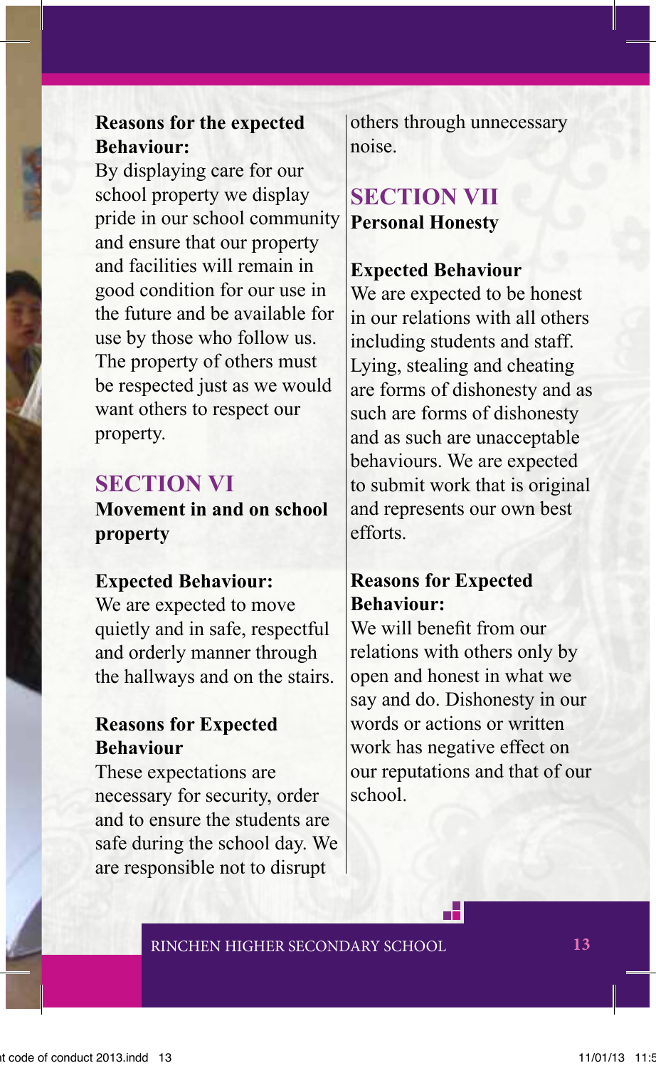**Reasons for the expected Behaviour:**
By displaying care for our school property we display pride in our school community and ensure that our property and facilities will remain in good condition for our use in the future and be available for use by those who follow us. The property of others must be respected just as we would want others to respect our property.

## SECTION VI

### Movement in and on school property

**Expected Behaviour:**
We are expected to move quietly and in safe, respectful and orderly manner through the hallways and on the stairs.

**Reasons for Expected Behaviour**
These expectations are necessary for security, order and to ensure the students are safe during the school day. We are responsible not to disrupt others through unnecessary noise.

## SECTION VII

### Personal Honesty

**Expected Behaviour**
We are expected to be honest in our relations with all others including students and staff. Lying, stealing and cheating are forms of dishonesty and as such are forms of dishonesty and as such are unacceptable behaviours. We are expected to submit work that is original and represents our own best efforts.

**Reasons for Expected Behaviour:**
We will benefit from our relations with others only by open and honest in what we say and do. Dishonesty in our words or actions or written work has negative effect on our reputations and that of our school.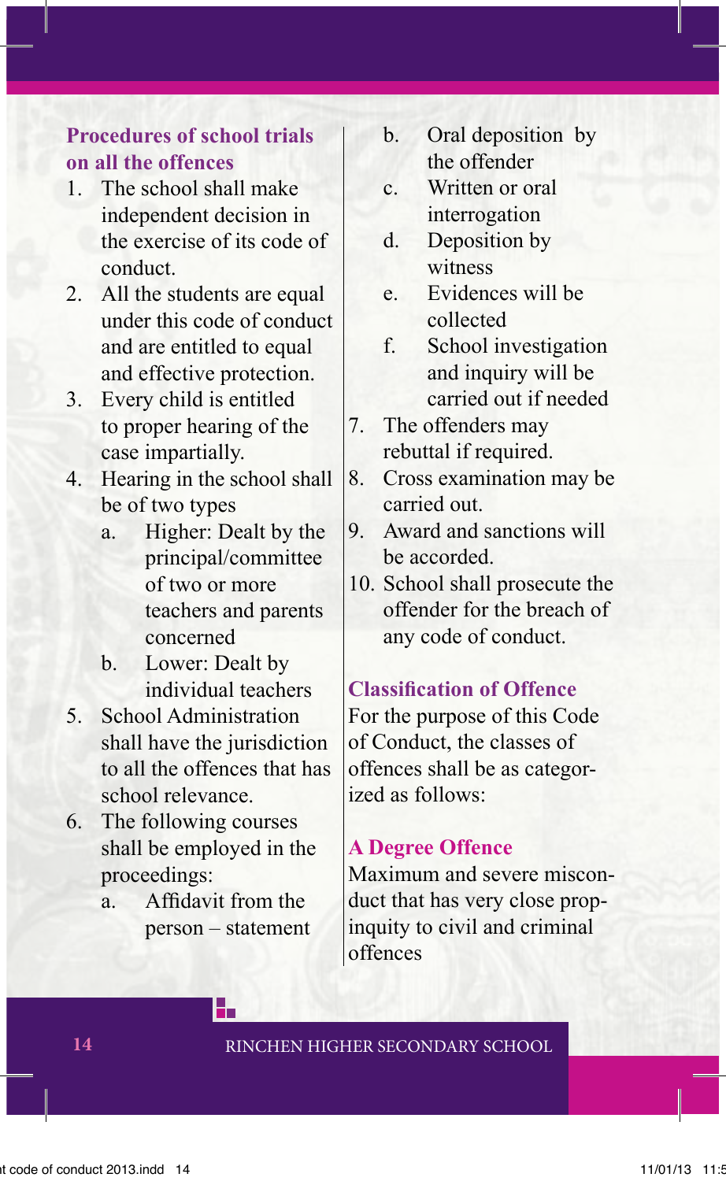## Procedures of school trials on all the offences

1. The school shall make independent decision in the exercise of its code of conduct.
2. All the students are equal under this code of conduct and are entitled to equal and effective protection.
3. Every child is entitled to proper hearing of the case impartially.
4. Hearing in the school shall be of two types
   a. Higher: Dealt by the principal/committee of two or more teachers and parents concerned
   b. Lower: Dealt by individual teachers
5. School Administration shall have the jurisdiction to all the offences that has school relevance.
6. The following courses shall be employed in the proceedings:
   a. Affidavit from the person – statement
   b. Oral deposition by the offender
   c. Written or oral interrogation
   d. Deposition by witness
   e. Evidences will be collected
   f. School investigation and inquiry will be carried out if needed
7. The offenders may rebuttal if required.
8. Cross examination may be carried out.
9. Award and sanctions will be accorded.
10. School shall prosecute the offender for the breach of any code of conduct.

## Classification of Offence

For the purpose of this Code of Conduct, the classes of offences shall be as categorized as follows:

### A Degree Offence

Maximum and severe misconduct that has very close propinquity to civil and criminal offences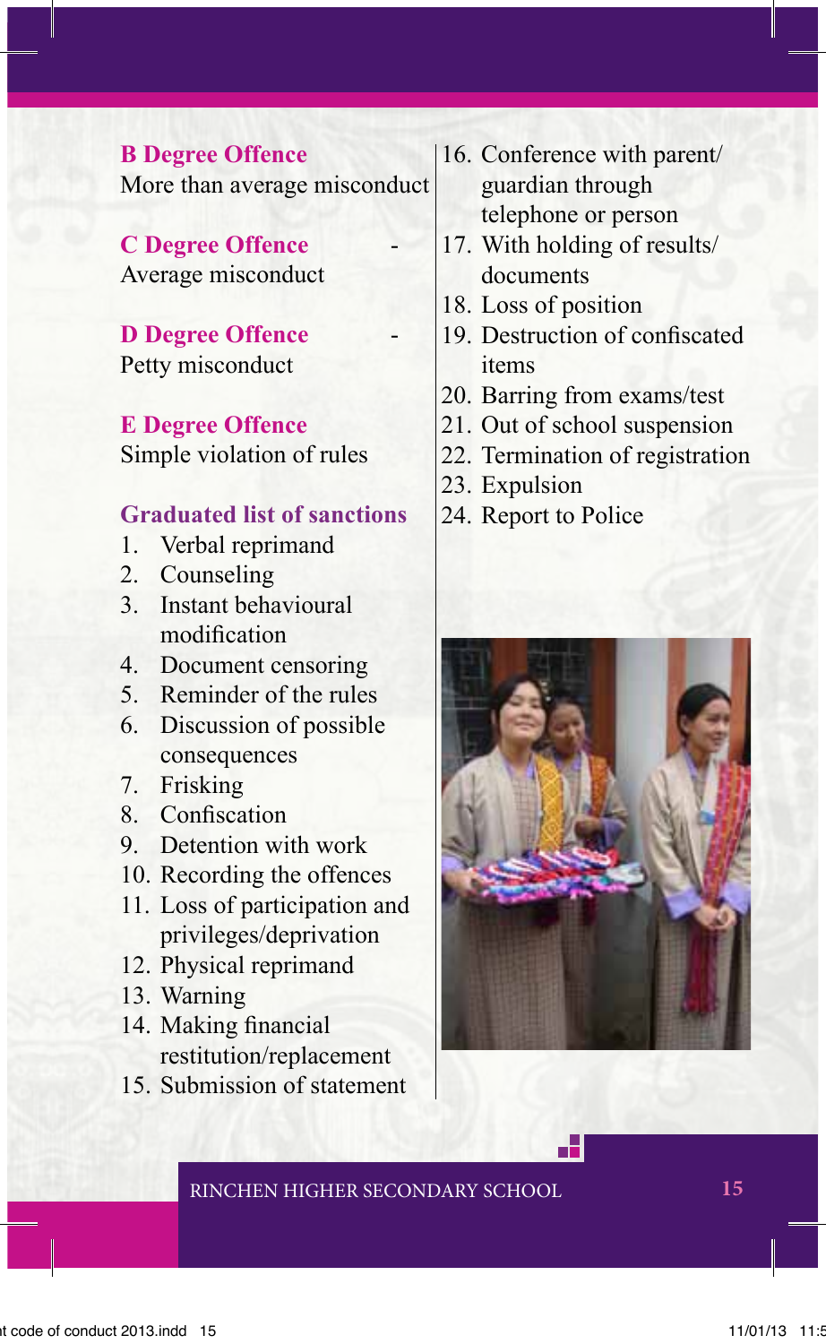**B Degree Offence**
More than average misconduct

**C Degree Offence** -
Average misconduct

**D Degree Offence** -
Petty misconduct

**E Degree Offence**
Simple violation of rules

### Graduated list of sanctions

1. Verbal reprimand
2. Counseling
3. Instant behavioural modification
4. Document censoring
5. Reminder of the rules
6. Discussion of possible consequences
7. Frisking
8. Confiscation
9. Detention with work
10. Recording the offences
11. Loss of participation and privileges/deprivation
12. Physical reprimand
13. Warning
14. Making financial restitution/replacement
15. Submission of statement
16. Conference with parent/guardian through telephone or person
17. With holding of results/documents
18. Loss of position
19. Destruction of confiscated items
20. Barring from exams/test
21. Out of school suspension
22. Termination of registration
23. Expulsion
24. Report to Police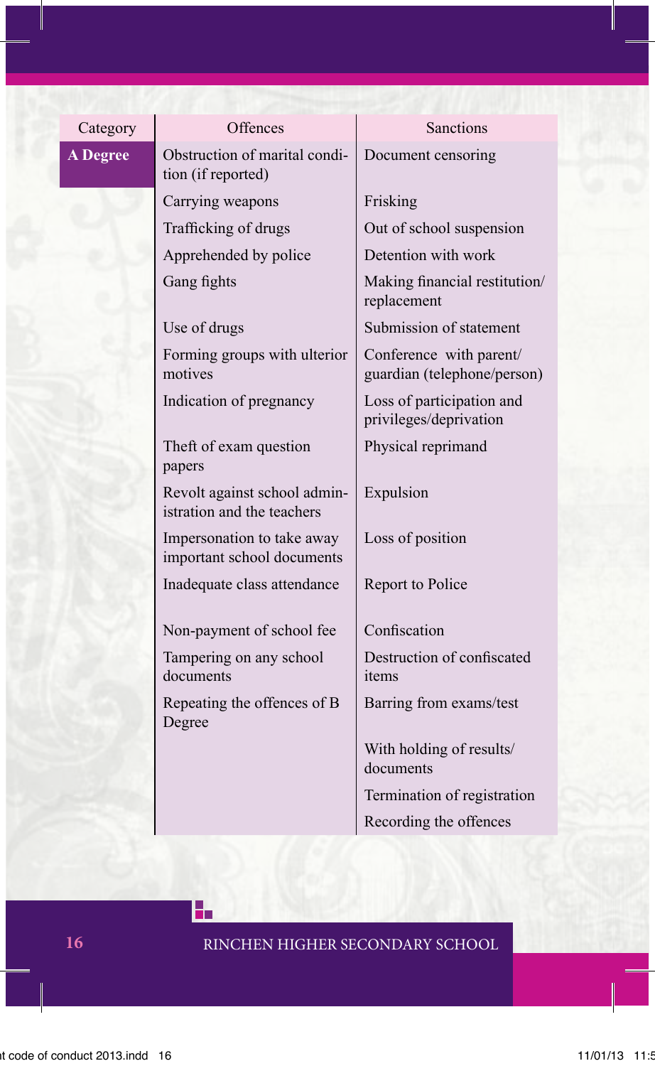| Category | Offences | Sanctions |
| --- | --- | --- |
| **A Degree** | Obstruction of marital condition (if reported) | Document censoring |
| | Carrying weapons | Frisking |
| | Trafficking of drugs | Out of school suspension |
| | Apprehended by police | Detention with work |
| | Gang fights | Making financial restitution/ replacement |
| | Use of drugs | Submission of statement |
| | Forming groups with ulterior motives | Conference with parent/ guardian (telephone/person) |
| | Indication of pregnancy | Loss of participation and privileges/deprivation |
| | Theft of exam question papers | Physical reprimand |
| | Revolt against school administration and the teachers | Expulsion |
| | Impersonation to take away important school documents | Loss of position |
| | Inadequate class attendance | Report to Police |
| | Non-payment of school fee | Confiscation |
| | Tampering on any school documents | Destruction of confiscated items |
| | Repeating the offences of B Degree | Barring from exams/test |
| | | With holding of results/ documents |
| | | Termination of registration |
| | | Recording the offences |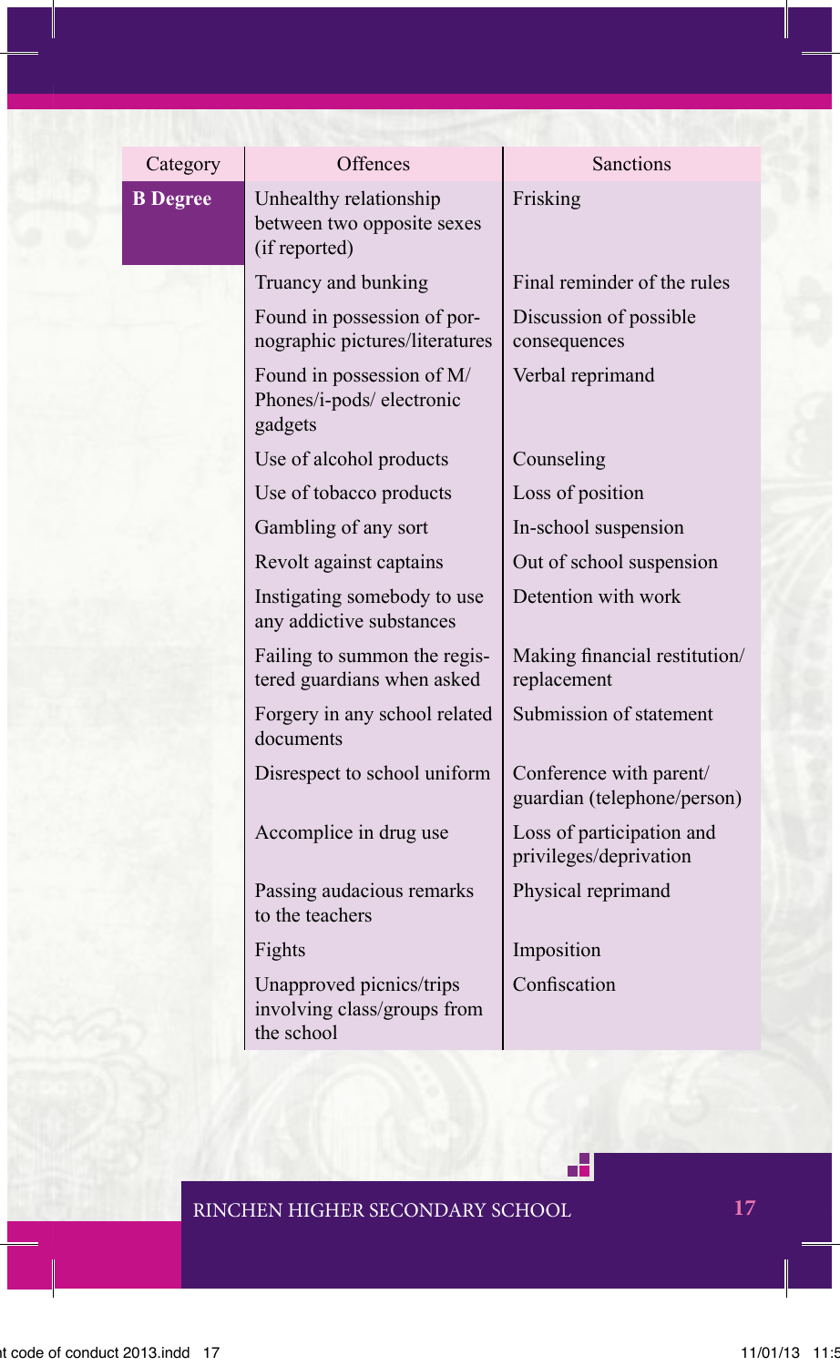| Category | Offences | Sanctions |
|---|---|---|
| **B Degree** | Unhealthy relationship between two opposite sexes (if reported) | Frisking |
| | Truancy and bunking | Final reminder of the rules |
| | Found in possession of pornographic pictures/literatures | Discussion of possible consequences |
| | Found in possession of M/ Phones/i-pods/ electronic gadgets | Verbal reprimand |
| | Use of alcohol products | Counseling |
| | Use of tobacco products | Loss of position |
| | Gambling of any sort | In-school suspension |
| | Revolt against captains | Out of school suspension |
| | Instigating somebody to use any addictive substances | Detention with work |
| | Failing to summon the registered guardians when asked | Making financial restitution/ replacement |
| | Forgery in any school related documents | Submission of statement |
| | Disrespect to school uniform | Conference with parent/ guardian (telephone/person) |
| | Accomplice in drug use | Loss of participation and privileges/deprivation |
| | Passing audacious remarks to the teachers | Physical reprimand |
| | Fights | Imposition |
| | Unapproved picnics/trips involving class/groups from the school | Confiscation |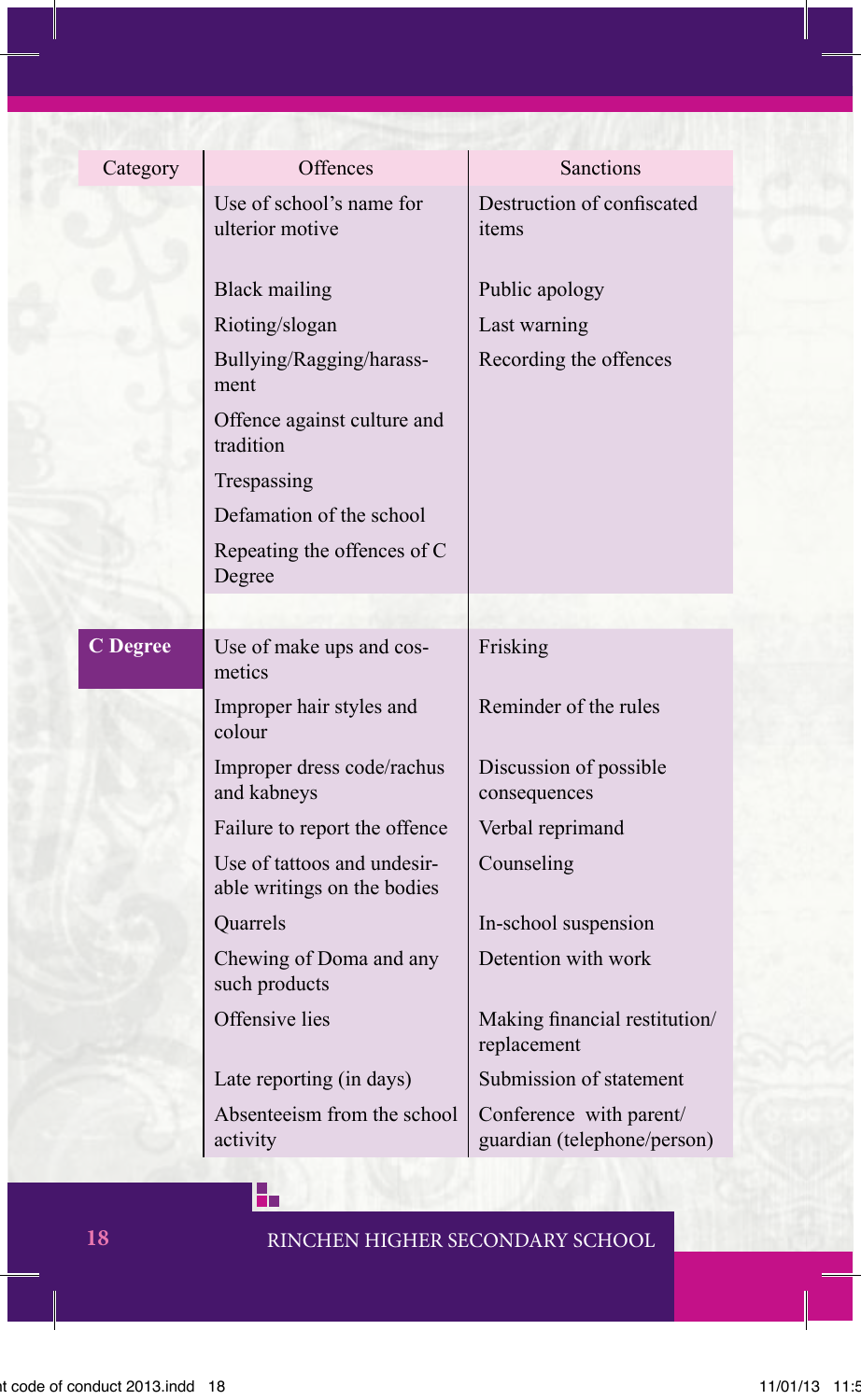| Category | Offences | Sanctions |
|---|---|---|
| | Use of school's name for ulterior motive | Destruction of confiscated items |
| | Black mailing | Public apology |
| | Rioting/slogan | Last warning |
| | Bullying/Ragging/harassment | Recording the offences |
| | Offence against culture and tradition | |
| | Trespassing | |
| | Defamation of the school | |
| | Repeating the offences of C Degree | |
| **C Degree** | Use of make ups and cosmetics | Frisking |
| | Improper hair styles and colour | Reminder of the rules |
| | Improper dress code/rachus and kabneys | Discussion of possible consequences |
| | Failure to report the offence | Verbal reprimand |
| | Use of tattoos and undesirable writings on the bodies | Counseling |
| | Quarrels | In-school suspension |
| | Chewing of Doma and any such products | Detention with work |
| | Offensive lies | Making financial restitution/ replacement |
| | Late reporting (in days) | Submission of statement |
| | Absenteeism from the school activity | Conference with parent/ guardian (telephone/person) |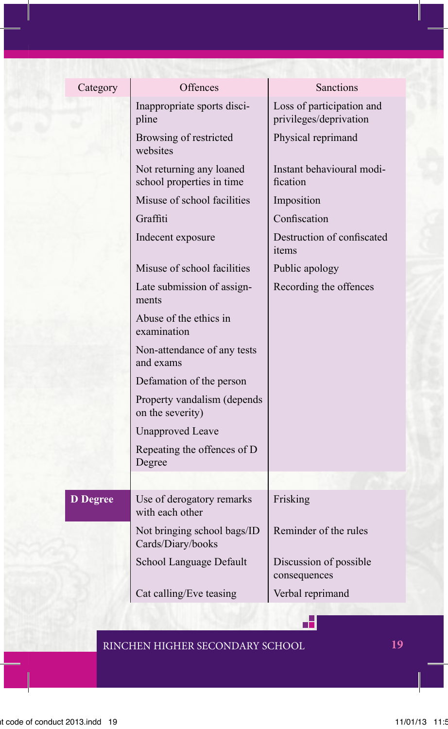| Category | Offences | Sanctions |
|---|---|---|
| | Inappropriate sports discipline | Loss of participation and privileges/deprivation |
| | Browsing of restricted websites | Physical reprimand |
| | Not returning any loaned school properties in time | Instant behavioural modification |
| | Misuse of school facilities | Imposition |
| | Graffiti | Confiscation |
| | Indecent exposure | Destruction of confiscated items |
| | Misuse of school facilities | Public apology |
| | Late submission of assignments | Recording the offences |
| | Abuse of the ethics in examination | |
| | Non-attendance of any tests and exams | |
| | Defamation of the person | |
| | Property vandalism (depends on the severity) | |
| | Unapproved Leave | |
| | Repeating the offences of D Degree | |
| | | |
| **D Degree** | Use of derogatory remarks with each other | Frisking |
| | Not bringing school bags/ID Cards/Diary/books | Reminder of the rules |
| | School Language Default | Discussion of possible consequences |
| | Cat calling/Eve teasing | Verbal reprimand |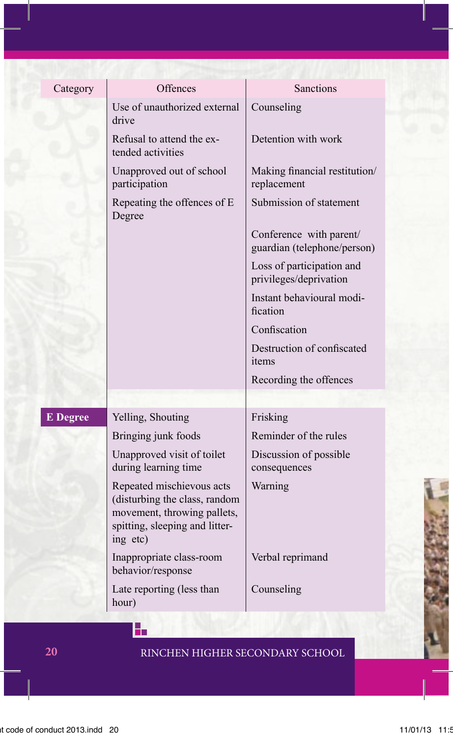| Category | Offences | Sanctions |
|---|---|---|
| | Use of unauthorized external drive | Counseling |
| | Refusal to attend the extended activities | Detention with work |
| | Unapproved out of school participation | Making financial restitution/ replacement |
| | Repeating the offences of E Degree | Submission of statement |
| | | Conference with parent/ guardian (telephone/person) |
| | | Loss of participation and privileges/deprivation |
| | | Instant behavioural modification |
| | | Confiscation |
| | | Destruction of confiscated items |
| | | Recording the offences |
| **E Degree** | Yelling, Shouting | Frisking |
| | Bringing junk foods | Reminder of the rules |
| | Unapproved visit of toilet during learning time | Discussion of possible consequences |
| | Repeated mischievous acts (disturbing the class, random movement, throwing pallets, spitting, sleeping and littering etc) | Warning |
| | Inappropriate class-room behavior/response | Verbal reprimand |
| | Late reporting (less than hour) | Counseling |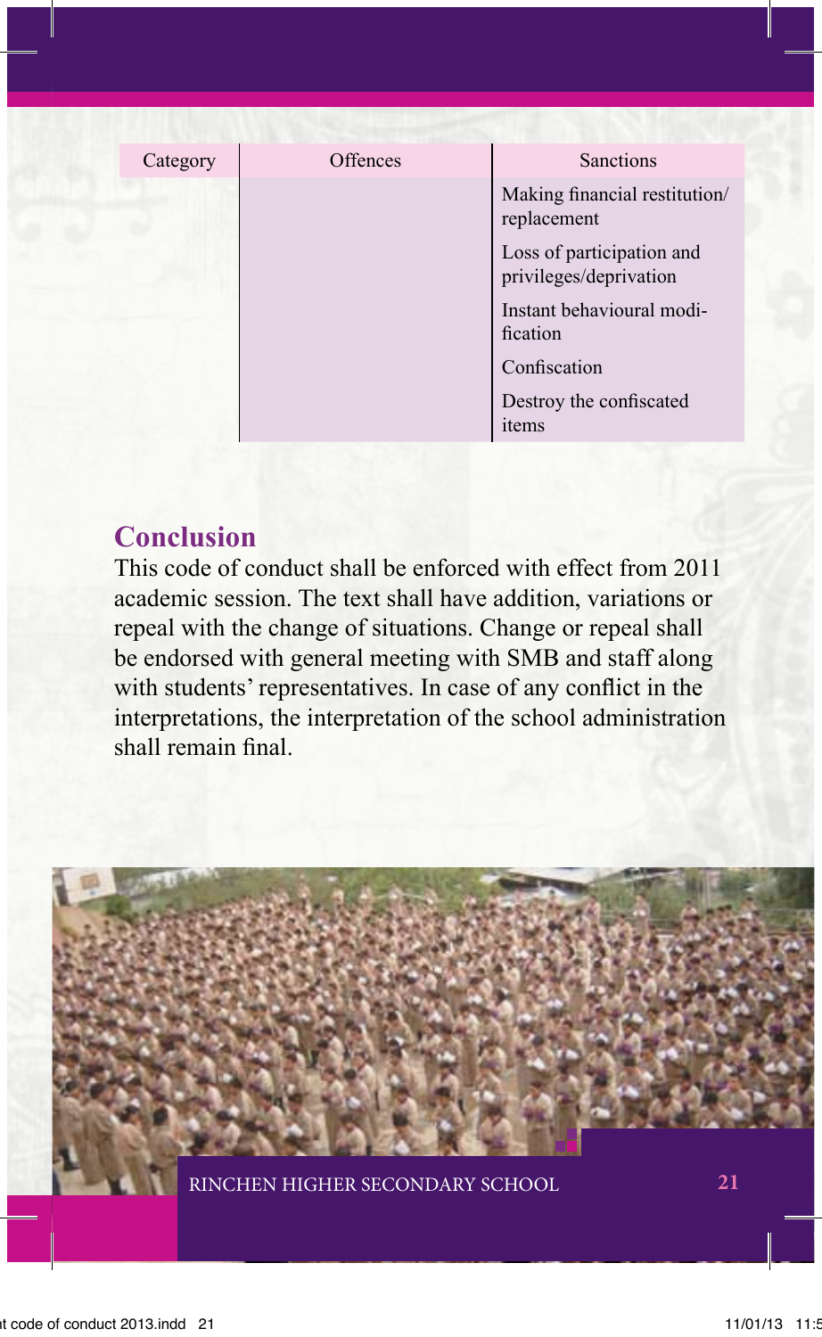| Category | Offences | Sanctions |
|---|---|---|
| | | Making financial restitution/ replacement<br>Loss of participation and privileges/deprivation<br>Instant behavioural modification<br>Confiscation<br>Destroy the confiscated items |

## Conclusion

This code of conduct shall be enforced with effect from 2011 academic session. The text shall have addition, variations or repeal with the change of situations. Change or repeal shall be endorsed with general meeting with SMB and staff along with students' representatives. In case of any conflict in the interpretations, the interpretation of the school administration shall remain final.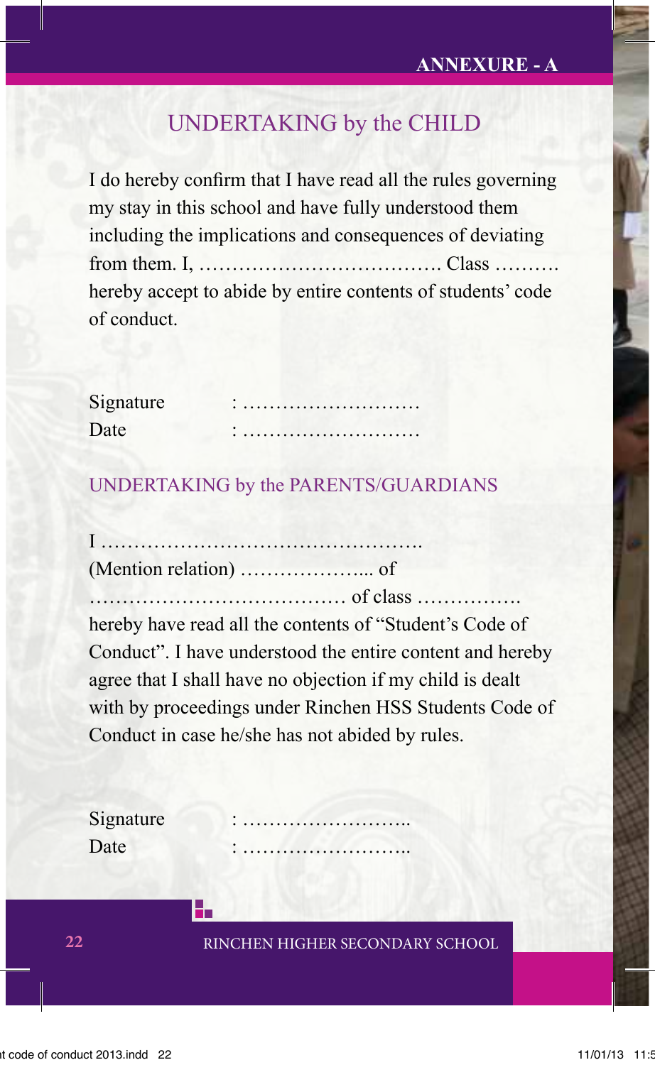ANNEXURE - A

## UNDERTAKING by the CHILD

I do hereby confirm that I have read all the rules governing my stay in this school and have fully understood them including the implications and consequences of deviating from them. I, ………………………………. Class ………. hereby accept to abide by entire contents of students' code of conduct.

Signature : ………………………

Date : ………………………

## UNDERTAKING by the PARENTS/GUARDIANS

I ………………………………………….

(Mention relation) ………………... of

………………………………… of class …………….

hereby have read all the contents of "Student's Code of Conduct". I have understood the entire content and hereby agree that I shall have no objection if my child is dealt with by proceedings under Rinchen HSS Students Code of Conduct in case he/she has not abided by rules.

Signature : ……………………..

Date : ……………………..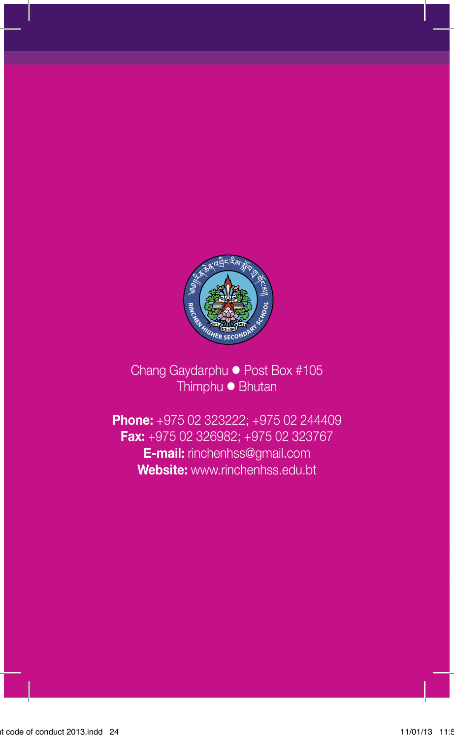Chang Gaydarphu ● Post Box #105
Thimphu ● Bhutan

**Phone:** +975 02 323222; +975 02 244409
**Fax:** +975 02 326982; +975 02 323767
**E-mail:** rinchenhss@gmail.com
**Website:** www.rinchenhss.edu.bt